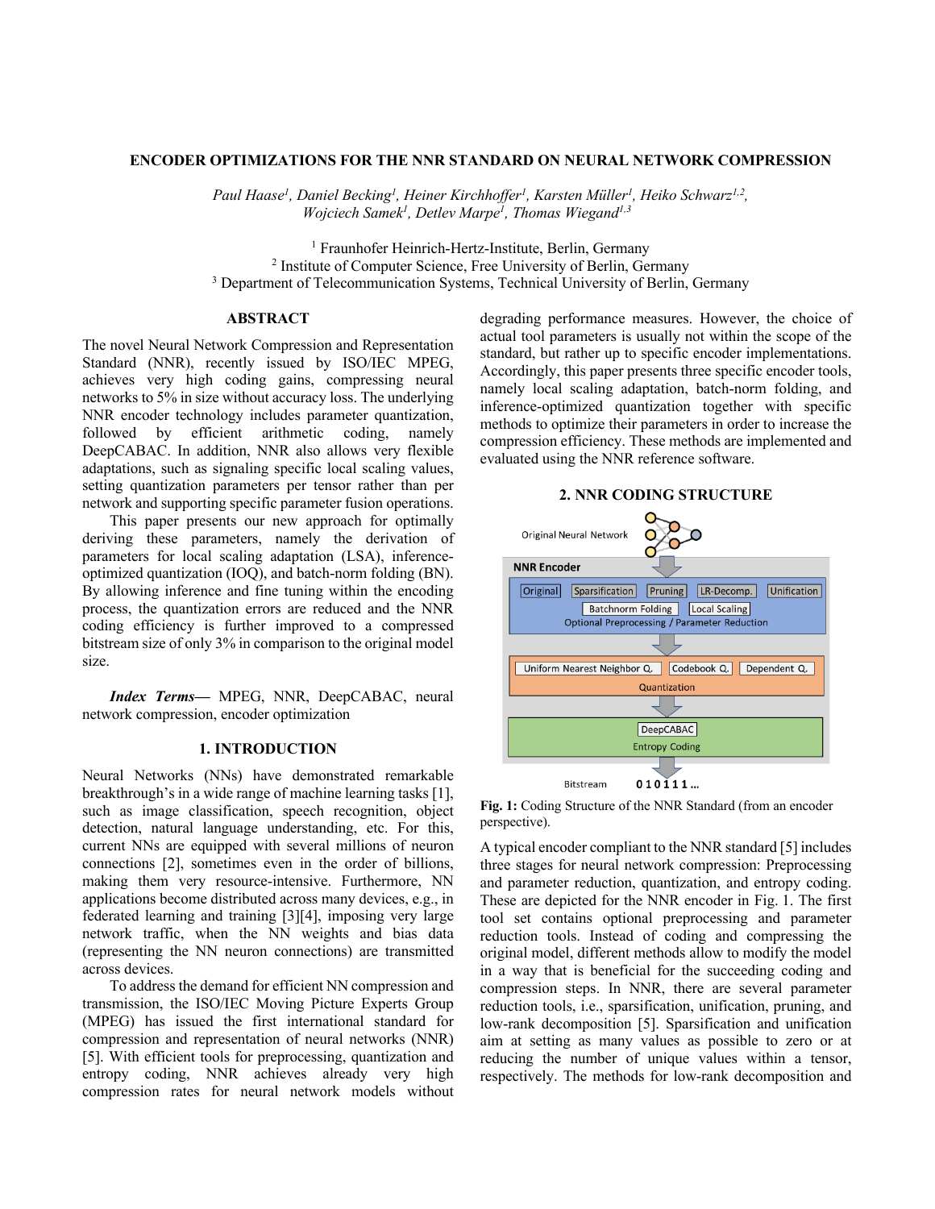# ENCODER OPTIMIZATIONS FOR THE NNR STANDARD ON NEURAL NETWORK COMPRESSION

*Paul Haase[1], Daniel Becking[1], Heiner Kirchhoffer[1], Karsten Müller[1], Heiko Schwarz[1,2], Wojciech Samek[1], Detlev Marpe[1], Thomas Wiegand[1,3]*

[1] Fraunhofer Heinrich-Hertz-Institute, Berlin, Germany
[2] Institute of Computer Science, Free University of Berlin, Germany
[3] Department of Telecommunication Systems, Technical University of Berlin, Germany

## ABSTRACT

The novel Neural Network Compression and Representation Standard (NNR), recently issued by ISO/IEC MPEG, achieves very high coding gains, compressing neural networks to 5% in size without accuracy loss. The underlying NNR encoder technology includes parameter quantization, followed by efficient arithmetic coding, namely DeepCABAC. In addition, NNR also allows very flexible adaptations, such as signaling specific local scaling values, setting quantization parameters per tensor rather than per network and supporting specific parameter fusion operations.

This paper presents our new approach for optimally deriving these parameters, namely the derivation of parameters for local scaling adaptation (LSA), inference-optimized quantization (IOQ), and batch-norm folding (BN). By allowing inference and fine tuning within the encoding process, the quantization errors are reduced and the NNR coding efficiency is further improved to a compressed bitstream size of only 3% in comparison to the original model size.

***Index Terms*—** MPEG, NNR, DeepCABAC, neural network compression, encoder optimization

## 1. INTRODUCTION

Neural Networks (NNs) have demonstrated remarkable breakthrough's in a wide range of machine learning tasks [1], such as image classification, speech recognition, object detection, natural language understanding, etc. For this, current NNs are equipped with several millions of neuron connections [2], sometimes even in the order of billions, making them very resource-intensive. Furthermore, NN applications become distributed across many devices, e.g., in federated learning and training [3][4], imposing very large network traffic, when the NN weights and bias data (representing the NN neuron connections) are transmitted across devices.

To address the demand for efficient NN compression and transmission, the ISO/IEC Moving Picture Experts Group (MPEG) has issued the first international standard for compression and representation of neural networks (NNR) [5]. With efficient tools for preprocessing, quantization and entropy coding, NNR achieves already very high compression rates for neural network models without degrading performance measures. However, the choice of actual tool parameters is usually not within the scope of the standard, but rather up to specific encoder implementations. Accordingly, this paper presents three specific encoder tools, namely local scaling adaptation, batch-norm folding, and inference-optimized quantization together with specific methods to optimize their parameters in order to increase the compression efficiency. These methods are implemented and evaluated using the NNR reference software.

## 2. NNR CODING STRUCTURE

Original Neural Network

NNR Encoder

Original | Sparsification | Pruning | LR-Decomp. | Unification
Batchnorm Folding | Local Scaling
Optional Preprocessing / Parameter Reduction

Uniform Nearest Neighbor Q. | Codebook Q. | Dependent Q.
Quantization

DeepCABAC
Entropy Coding

Bitstream 0 1 0 1 1 1 ...

**Fig. 1:** Coding Structure of the NNR Standard (from an encoder perspective).

A typical encoder compliant to the NNR standard [5] includes three stages for neural network compression: Preprocessing and parameter reduction, quantization, and entropy coding. These are depicted for the NNR encoder in Fig. 1. The first tool set contains optional preprocessing and parameter reduction tools. Instead of coding and compressing the original model, different methods allow to modify the model in a way that is beneficial for the succeeding coding and compression steps. In NNR, there are several parameter reduction tools, i.e., sparsification, unification, pruning, and low-rank decomposition [5]. Sparsification and unification aim at setting as many values as possible to zero or at reducing the number of unique values within a tensor, respectively. The methods for low-rank decomposition and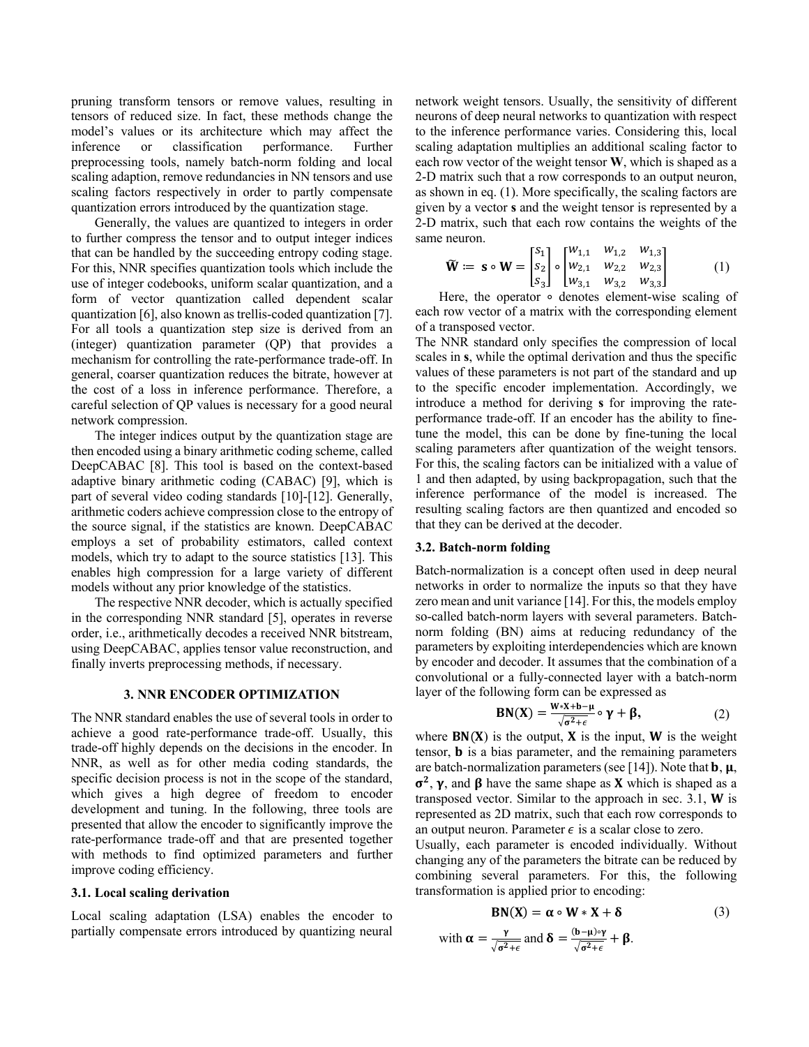pruning transform tensors or remove values, resulting in tensors of reduced size. In fact, these methods change the model's values or its architecture which may affect the inference or classification performance. Further preprocessing tools, namely batch-norm folding and local scaling adaption, remove redundancies in NN tensors and use scaling factors respectively in order to partly compensate quantization errors introduced by the quantization stage.

Generally, the values are quantized to integers in order to further compress the tensor and to output integer indices that can be handled by the succeeding entropy coding stage. For this, NNR specifies quantization tools which include the use of integer codebooks, uniform scalar quantization, and a form of vector quantization called dependent scalar quantization [6], also known as trellis-coded quantization [7]. For all tools a quantization step size is derived from an (integer) quantization parameter (QP) that provides a mechanism for controlling the rate-performance trade-off. In general, coarser quantization reduces the bitrate, however at the cost of a loss in inference performance. Therefore, a careful selection of QP values is necessary for a good neural network compression.

The integer indices output by the quantization stage are then encoded using a binary arithmetic coding scheme, called DeepCABAC [8]. This tool is based on the context-based adaptive binary arithmetic coding (CABAC) [9], which is part of several video coding standards [10]-[12]. Generally, arithmetic coders achieve compression close to the entropy of the source signal, if the statistics are known. DeepCABAC employs a set of probability estimators, called context models, which try to adapt to the source statistics [13]. This enables high compression for a large variety of different models without any prior knowledge of the statistics.

The respective NNR decoder, which is actually specified in the corresponding NNR standard [5], operates in reverse order, i.e., arithmetically decodes a received NNR bitstream, using DeepCABAC, applies tensor value reconstruction, and finally inverts preprocessing methods, if necessary.

## 3. NNR ENCODER OPTIMIZATION

The NNR standard enables the use of several tools in order to achieve a good rate-performance trade-off. Usually, this trade-off highly depends on the decisions in the encoder. In NNR, as well as for other media coding standards, the specific decision process is not in the scope of the standard, which gives a high degree of freedom to encoder development and tuning. In the following, three tools are presented that allow the encoder to significantly improve the rate-performance trade-off and that are presented together with methods to find optimized parameters and further improve coding efficiency.

### 3.1. Local scaling derivation

Local scaling adaptation (LSA) enables the encoder to partially compensate errors introduced by quantizing neural network weight tensors. Usually, the sensitivity of different neurons of deep neural networks to quantization with respect to the inference performance varies. Considering this, local scaling adaptation multiplies an additional scaling factor to each row vector of the weight tensor $\mathbf{W}$, which is shaped as a 2-D matrix such that a row corresponds to an output neuron, as shown in eq. (1). More specifically, the scaling factors are given by a vector $\mathbf{s}$ and the weight tensor is represented by a 2-D matrix, such that each row contains the weights of the same neuron.

$$\widetilde{\mathbf{W}} := \mathbf{s} \circ \mathbf{W} = \begin{bmatrix} s_1 \\ s_2 \\ s_3 \end{bmatrix} \circ \begin{bmatrix} w_{1,1} & w_{1,2} & w_{1,3} \\ w_{2,1} & w_{2,2} & w_{2,3} \\ w_{3,1} & w_{3,2} & w_{3,3} \end{bmatrix} \quad (1)$$

Here, the operator $\circ$ denotes element-wise scaling of each row vector of a matrix with the corresponding element of a transposed vector.

The NNR standard only specifies the compression of local scales in $\mathbf{s}$, while the optimal derivation and thus the specific values of these parameters is not part of the standard and up to the specific encoder implementation. Accordingly, we introduce a method for deriving $\mathbf{s}$ for improving the rate-performance trade-off. If an encoder has the ability to fine-tune the model, this can be done by fine-tuning the local scaling parameters after quantization of the weight tensors. For this, the scaling factors can be initialized with a value of 1 and then adapted, by using backpropagation, such that the inference performance of the model is increased. The resulting scaling factors are then quantized and encoded so that they can be derived at the decoder.

### 3.2. Batch-norm folding

Batch-normalization is a concept often used in deep neural networks in order to normalize the inputs so that they have zero mean and unit variance [14]. For this, the models employ so-called batch-norm layers with several parameters. Batch-norm folding (BN) aims at reducing redundancy of the parameters by exploiting interdependencies which are known by encoder and decoder. It assumes that the combination of a convolutional or a fully-connected layer with a batch-norm layer of the following form can be expressed as

$$\mathbf{BN}(\mathbf{X}) = \frac{\mathbf{W} * \mathbf{X} + \mathbf{b} - \boldsymbol{\mu}}{\sqrt{\boldsymbol{\sigma}^2 + \epsilon}} \circ \boldsymbol{\gamma} + \boldsymbol{\beta}, \quad (2)$$

where $\mathbf{BN}(\mathbf{X})$ is the output, $\mathbf{X}$ is the input, $\mathbf{W}$ is the weight tensor, $\mathbf{b}$ is a bias parameter, and the remaining parameters are batch-normalization parameters (see [14]). Note that $\mathbf{b}$, $\boldsymbol{\mu}$, $\boldsymbol{\sigma}^2$, $\boldsymbol{\gamma}$, and $\boldsymbol{\beta}$ have the same shape as $\mathbf{X}$ which is shaped as a transposed vector. Similar to the approach in sec. 3.1, $\mathbf{W}$ is represented as 2D matrix, such that each row corresponds to an output neuron. Parameter $\epsilon$ is a scalar close to zero.

Usually, each parameter is encoded individually. Without changing any of the parameters the bitrate can be reduced by combining several parameters. For this, the following transformation is applied prior to encoding:

$$\mathbf{BN}(\mathbf{X}) = \boldsymbol{\alpha} \circ \mathbf{W} * \mathbf{X} + \boldsymbol{\delta} \quad (3)$$

with $\boldsymbol{\alpha} = \frac{\boldsymbol{\gamma}}{\sqrt{\boldsymbol{\sigma}^2 + \epsilon}}$ and $\boldsymbol{\delta} = \frac{(\mathbf{b} - \boldsymbol{\mu}) \circ \boldsymbol{\gamma}}{\sqrt{\boldsymbol{\sigma}^2 + \epsilon}} + \boldsymbol{\beta}$.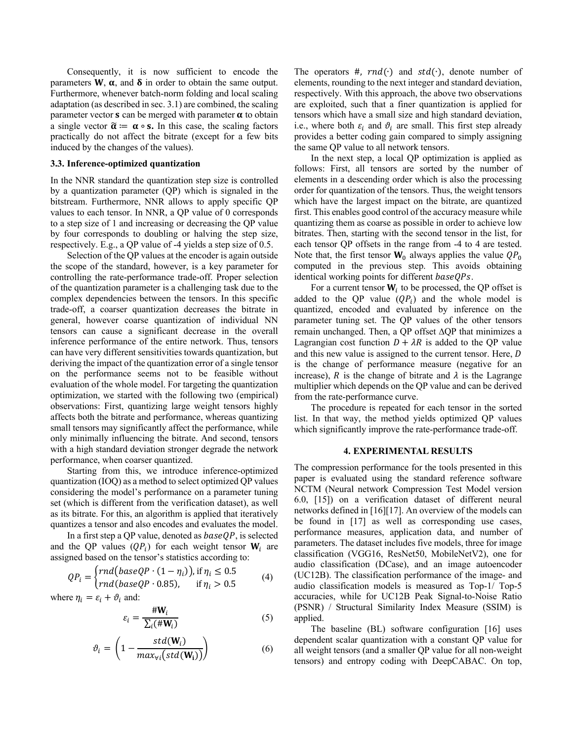Consequently, it is now sufficient to encode the parameters $\mathbf{W}$, $\boldsymbol{\alpha}$, and $\boldsymbol{\delta}$ in order to obtain the same output. Furthermore, whenever batch-norm folding and local scaling adaptation (as described in sec. 3.1) are combined, the scaling parameter vector $\mathbf{s}$ can be merged with parameter $\boldsymbol{\alpha}$ to obtain a single vector $\widetilde{\boldsymbol{\alpha}} := \boldsymbol{\alpha} \circ \mathbf{s}$. In this case, the scaling factors practically do not affect the bitrate (except for a few bits induced by the changes of the values).

### 3.3. Inference-optimized quantization

In the NNR standard the quantization step size is controlled by a quantization parameter (QP) which is signaled in the bitstream. Furthermore, NNR allows to apply specific QP values to each tensor. In NNR, a QP value of 0 corresponds to a step size of 1 and increasing or decreasing the QP value by four corresponds to doubling or halving the step size, respectively. E.g., a QP value of -4 yields a step size of 0.5.

Selection of the QP values at the encoder is again outside the scope of the standard, however, is a key parameter for controlling the rate-performance trade-off. Proper selection of the quantization parameter is a challenging task due to the complex dependencies between the tensors. In this specific trade-off, a coarser quantization decreases the bitrate in general, however coarse quantization of individual NN tensors can cause a significant decrease in the overall inference performance of the entire network. Thus, tensors can have very different sensitivities towards quantization, but deriving the impact of the quantization error of a single tensor on the performance seems not to be feasible without evaluation of the whole model. For targeting the quantization optimization, we started with the following two (empirical) observations: First, quantizing large weight tensors highly affects both the bitrate and performance, whereas quantizing small tensors may significantly affect the performance, while only minimally influencing the bitrate. And second, tensors with a high standard deviation stronger degrade the network performance, when coarser quantized.

Starting from this, we introduce inference-optimized quantization (IOQ) as a method to select optimized QP values considering the model's performance on a parameter tuning set (which is different from the verification dataset), as well as its bitrate. For this, an algorithm is applied that iteratively quantizes a tensor and also encodes and evaluates the model.

In a first step a QP value, denoted as $baseQP$, is selected and the QP values ($QP_i$) for each weight tensor $\mathbf{W}_i$ are assigned based on the tensor's statistics according to:

$$QP_i = \begin{cases} rnd\big(baseQP \cdot (1 - \eta_i)\big), & \text{if } \eta_i \leq 0.5 \\ rnd(baseQP \cdot 0.85), & \text{if } \eta_i > 0.5 \end{cases} \quad (4)$$

where $\eta_i = \varepsilon_i + \vartheta_i$ and:

$$\varepsilon_i = \frac{\#\mathbf{W}_i}{\sum_i (\#\mathbf{W}_i)} \quad (5)$$

$$\vartheta_i = \left(1 - \frac{std(\mathbf{W}_i)}{max_{\forall i}\big(std(\mathbf{W_i})\big)}\right) \quad (6)$$

The operators $\#$, $rnd(\cdot)$ and $std(\cdot)$, denote number of elements, rounding to the next integer and standard deviation, respectively. With this approach, the above two observations are exploited, such that a finer quantization is applied for tensors which have a small size and high standard deviation, i.e., where both $\varepsilon_i$ and $\vartheta_i$ are small. This first step already provides a better coding gain compared to simply assigning the same QP value to all network tensors.

In the next step, a local QP optimization is applied as follows: First, all tensors are sorted by the number of elements in a descending order which is also the processing order for quantization of the tensors. Thus, the weight tensors which have the largest impact on the bitrate, are quantized first. This enables good control of the accuracy measure while quantizing them as coarse as possible in order to achieve low bitrates. Then, starting with the second tensor in the list, for each tensor QP offsets in the range from -4 to 4 are tested. Note that, the first tensor $\mathbf{W}_0$ always applies the value $QP_0$ computed in the previous step. This avoids obtaining identical working points for different $baseQPs$.

For a current tensor $\mathbf{W}_i$ to be processed, the QP offset is added to the QP value ($QP_i$) and the whole model is quantized, encoded and evaluated by inference on the parameter tuning set. The QP values of the other tensors remain unchanged. Then, a QP offset $\Delta$QP that minimizes a Lagrangian cost function $D + \lambda R$ is added to the QP value and this new value is assigned to the current tensor. Here, $D$ is the change of performance measure (negative for an increase), $R$ is the change of bitrate and $\lambda$ is the Lagrange multiplier which depends on the QP value and can be derived from the rate-performance curve.

The procedure is repeated for each tensor in the sorted list. In that way, the method yields optimized QP values which significantly improve the rate-performance trade-off.

## 4. EXPERIMENTAL RESULTS

The compression performance for the tools presented in this paper is evaluated using the standard reference software NCTM (Neural network Compression Test Model version 6.0, [15]) on a verification dataset of different neural networks defined in [16][17]. An overview of the models can be found in [17] as well as corresponding use cases, performance measures, application data, and number of parameters. The dataset includes five models, three for image classification (VGG16, ResNet50, MobileNetV2), one for audio classification (DCase), and an image autoencoder (UC12B). The classification performance of the image- and audio classification models is measured as Top-1/ Top-5 accuracies, while for UC12B Peak Signal-to-Noise Ratio (PSNR) / Structural Similarity Index Measure (SSIM) is applied.

The baseline (BL) software configuration [16] uses dependent scalar quantization with a constant QP value for all weight tensors (and a smaller QP value for all non-weight tensors) and entropy coding with DeepCABAC. On top,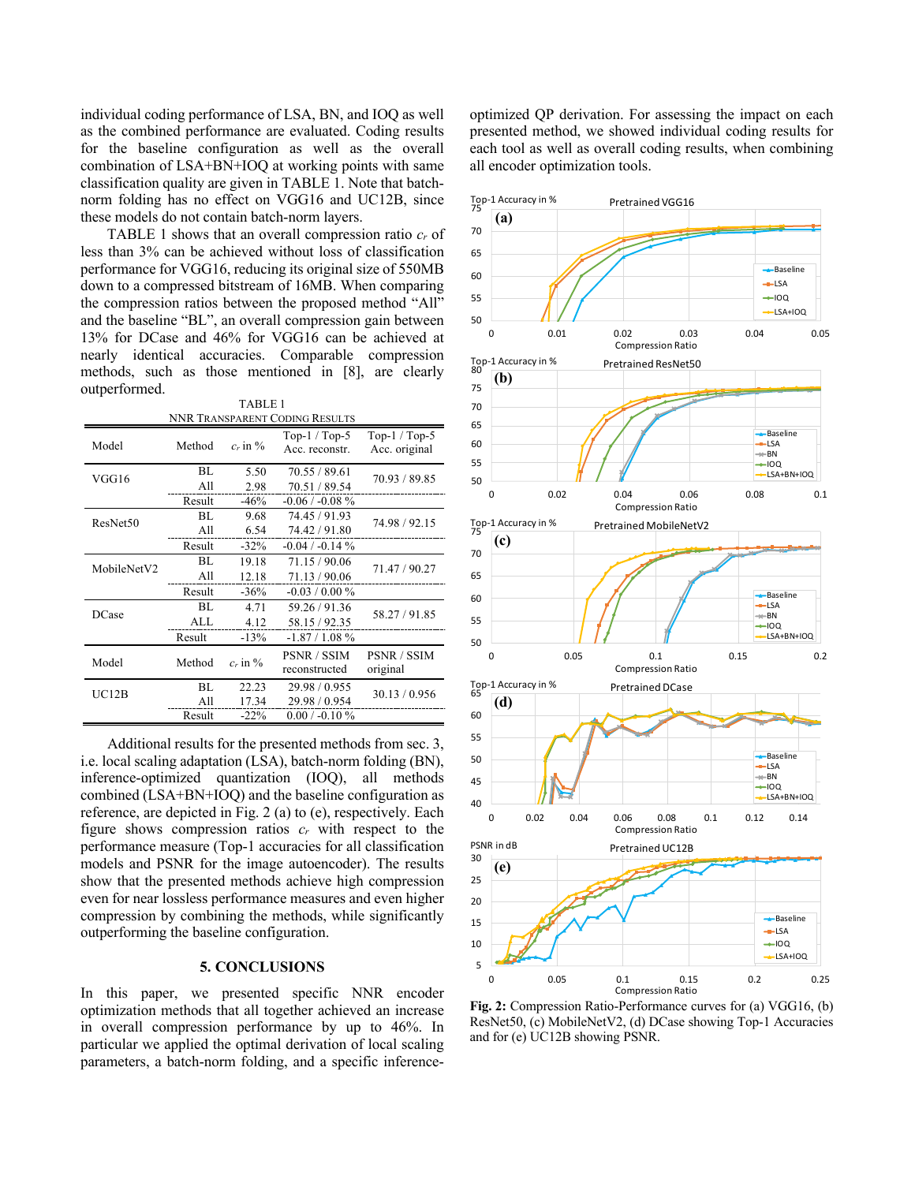individual coding performance of LSA, BN, and IOQ as well as the combined performance are evaluated. Coding results for the baseline configuration as well as the overall combination of LSA+BN+IOQ at working points with same classification quality are given in TABLE 1. Note that batch-norm folding has no effect on VGG16 and UC12B, since these models do not contain batch-norm layers.

TABLE 1 shows that an overall compression ratio $c_r$ of less than 3% can be achieved without loss of classification performance for VGG16, reducing its original size of 550MB down to a compressed bitstream of 16MB. When comparing the compression ratios between the proposed method "All" and the baseline "BL", an overall compression gain between 13% for DCase and 46% for VGG16 can be achieved at nearly identical accuracies. Comparable compression methods, such as those mentioned in [8], are clearly outperformed.

TABLE 1
NNR Transparent Coding Results

| Model | Method | $c_r$ in % | Top-1 / Top-5 Acc. reconstr. | Top-1 / Top-5 Acc. original |
|---|---|---|---|---|
| VGG16 | BL | 5.50 | 70.55 / 89.61 | 70.93 / 89.85 |
| | All | 2.98 | 70.51 / 89.54 | |
| | Result | -46% | -0.06 / -0.08 % | |
| ResNet50 | BL | 9.68 | 74.45 / 91.93 | 74.98 / 92.15 |
| | All | 6.54 | 74.42 / 91.80 | |
| | Result | -32% | -0.04 / -0.14 % | |
| MobileNetV2 | BL | 19.18 | 71.15 / 90.06 | 71.47 / 90.27 |
| | All | 12.18 | 71.13 / 90.06 | |
| | Result | -36% | -0.03 / 0.00 % | |
| DCase | BL | 4.71 | 59.26 / 91.36 | 58.27 / 91.85 |
| | ALL | 4.12 | 58.15 / 92.35 | |
| | Result | -13% | -1.87 / 1.08 % | |
| **Model** | **Method** | **$c_r$ in %** | **PSNR / SSIM reconstructed** | **PSNR / SSIM original** |
| UC12B | BL | 22.23 | 29.98 / 0.955 | 30.13 / 0.956 |
| | All | 17.34 | 29.98 / 0.954 | |
| | Result | -22% | 0.00 / -0.10 % | |

Additional results for the presented methods from sec. 3, i.e. local scaling adaptation (LSA), batch-norm folding (BN), inference-optimized quantization (IOQ), all methods combined (LSA+BN+IOQ) and the baseline configuration as reference, are depicted in Fig. 2 (a) to (e), respectively. Each figure shows compression ratios $c_r$ with respect to the performance measure (Top-1 accuracies for all classification models and PSNR for the image autoencoder). The results show that the presented methods achieve high compression even for near lossless performance measures and even higher compression by combining the methods, while significantly outperforming the baseline configuration.

## 5. CONCLUSIONS

In this paper, we presented specific NNR encoder optimization methods that all together achieved an increase in overall compression performance by up to 46%. In particular we applied the optimal derivation of local scaling parameters, a batch-norm folding, and a specific inference-optimized QP derivation. For assessing the impact on each presented method, we showed individual coding results for each tool as well as overall coding results, when combining all encoder optimization tools.

**Fig. 2:** Compression Ratio-Performance curves for (a) VGG16, (b) ResNet50, (c) MobileNetV2, (d) DCase showing Top-1 Accuracies and for (e) UC12B showing PSNR.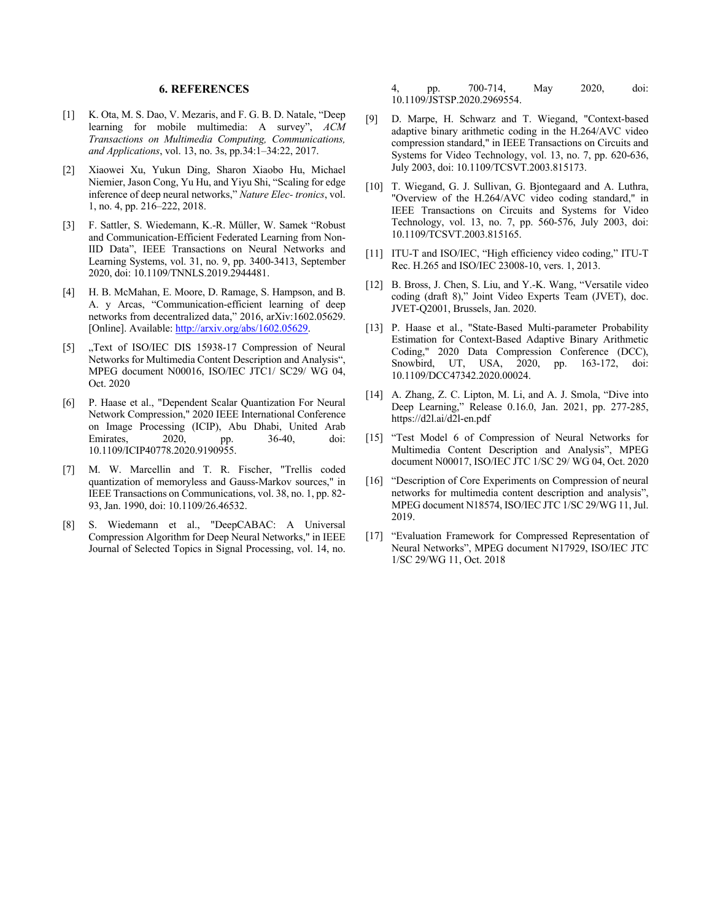## 6. REFERENCES

[1] K. Ota, M. S. Dao, V. Mezaris, and F. G. B. D. Natale, "Deep learning for mobile multimedia: A survey", *ACM Transactions on Multimedia Computing, Communications, and Applications*, vol. 13, no. 3s, pp.34:1–34:22, 2017.

[2] Xiaowei Xu, Yukun Ding, Sharon Xiaobo Hu, Michael Niemier, Jason Cong, Yu Hu, and Yiyu Shi, "Scaling for edge inference of deep neural networks," *Nature Elec- tronics*, vol. 1, no. 4, pp. 216–222, 2018.

[3] F. Sattler, S. Wiedemann, K.-R. Müller, W. Samek "Robust and Communication-Efficient Federated Learning from Non-IID Data", IEEE Transactions on Neural Networks and Learning Systems, vol. 31, no. 9, pp. 3400-3413, September 2020, doi: 10.1109/TNNLS.2019.2944481.

[4] H. B. McMahan, E. Moore, D. Ramage, S. Hampson, and B. A. y Arcas, "Communication-efficient learning of deep networks from decentralized data," 2016, arXiv:1602.05629. [Online]. Available: http://arxiv.org/abs/1602.05629.

[5] „Text of ISO/IEC DIS 15938-17 Compression of Neural Networks for Multimedia Content Description and Analysis", MPEG document N00016, ISO/IEC JTC1/ SC29/ WG 04, Oct. 2020

[6] P. Haase et al., "Dependent Scalar Quantization For Neural Network Compression," 2020 IEEE International Conference on Image Processing (ICIP), Abu Dhabi, United Arab Emirates, 2020, pp. 36-40, doi: 10.1109/ICIP40778.2020.9190955.

[7] M. W. Marcellin and T. R. Fischer, "Trellis coded quantization of memoryless and Gauss-Markov sources," in IEEE Transactions on Communications, vol. 38, no. 1, pp. 82-93, Jan. 1990, doi: 10.1109/26.46532.

[8] S. Wiedemann et al., "DeepCABAC: A Universal Compression Algorithm for Deep Neural Networks," in IEEE Journal of Selected Topics in Signal Processing, vol. 14, no. 4, pp. 700-714, May 2020, doi: 10.1109/JSTSP.2020.2969554.

[9] D. Marpe, H. Schwarz and T. Wiegand, "Context-based adaptive binary arithmetic coding in the H.264/AVC video compression standard," in IEEE Transactions on Circuits and Systems for Video Technology, vol. 13, no. 7, pp. 620-636, July 2003, doi: 10.1109/TCSVT.2003.815173.

[10] T. Wiegand, G. J. Sullivan, G. Bjontegaard and A. Luthra, "Overview of the H.264/AVC video coding standard," in IEEE Transactions on Circuits and Systems for Video Technology, vol. 13, no. 7, pp. 560-576, July 2003, doi: 10.1109/TCSVT.2003.815165.

[11] ITU-T and ISO/IEC, "High efficiency video coding," ITU-T Rec. H.265 and ISO/IEC 23008-10, vers. 1, 2013.

[12] B. Bross, J. Chen, S. Liu, and Y.-K. Wang, "Versatile video coding (draft 8)," Joint Video Experts Team (JVET), doc. JVET-Q2001, Brussels, Jan. 2020.

[13] P. Haase et al., "State-Based Multi-parameter Probability Estimation for Context-Based Adaptive Binary Arithmetic Coding," 2020 Data Compression Conference (DCC), Snowbird, UT, USA, 2020, pp. 163-172, doi: 10.1109/DCC47342.2020.00024.

[14] A. Zhang, Z. C. Lipton, M. Li, and A. J. Smola, "Dive into Deep Learning," Release 0.16.0, Jan. 2021, pp. 277-285, https://d2l.ai/d2l-en.pdf

[15] "Test Model 6 of Compression of Neural Networks for Multimedia Content Description and Analysis", MPEG document N00017, ISO/IEC JTC 1/SC 29/ WG 04, Oct. 2020

[16] "Description of Core Experiments on Compression of neural networks for multimedia content description and analysis", MPEG document N18574, ISO/IEC JTC 1/SC 29/WG 11, Jul. 2019.

[17] "Evaluation Framework for Compressed Representation of Neural Networks", MPEG document N17929, ISO/IEC JTC 1/SC 29/WG 11, Oct. 2018